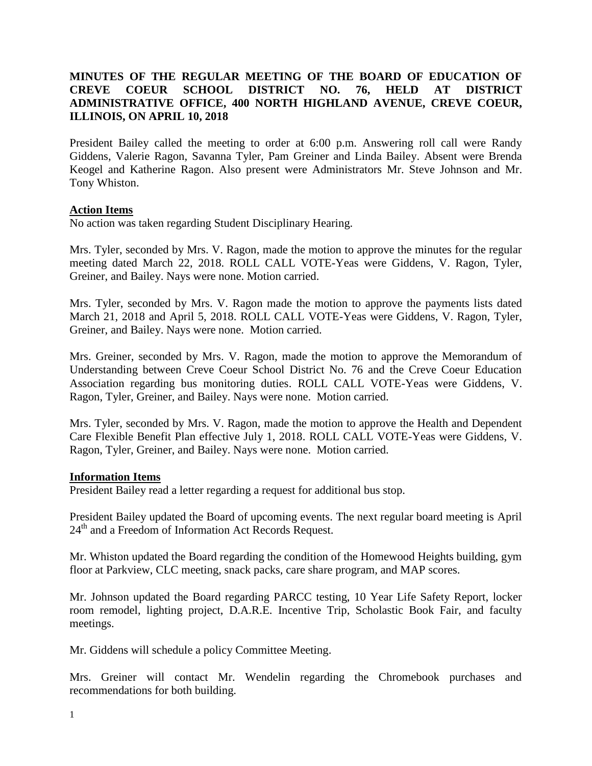**MINUTES OF THE REGULAR MEETING OF THE BOARD OF EDUCATION OF CREVE COEUR SCHOOL DISTRICT NO. 76, HELD AT DISTRICT ADMINISTRATIVE OFFICE, 400 NORTH HIGHLAND AVENUE, CREVE COEUR, ILLINOIS, ON APRIL 10, 2018**

President Bailey called the meeting to order at 6:00 p.m. Answering roll call were Randy Giddens, Valerie Ragon, Savanna Tyler, Pam Greiner and Linda Bailey. Absent were Brenda Keogel and Katherine Ragon. Also present were Administrators Mr. Steve Johnson and Mr. Tony Whiston.

**Action Items**

No action was taken regarding Student Disciplinary Hearing.

Mrs. Tyler, seconded by Mrs. V. Ragon, made the motion to approve the minutes for the regular meeting dated March 22, 2018. ROLL CALL VOTE-Yeas were Giddens, V. Ragon, Tyler, Greiner, and Bailey. Nays were none. Motion carried.

Mrs. Tyler, seconded by Mrs. V. Ragon made the motion to approve the payments lists dated March 21, 2018 and April 5, 2018. ROLL CALL VOTE-Yeas were Giddens, V. Ragon, Tyler, Greiner, and Bailey. Nays were none. Motion carried.

Mrs. Greiner, seconded by Mrs. V. Ragon, made the motion to approve the Memorandum of Understanding between Creve Coeur School District No. 76 and the Creve Coeur Education Association regarding bus monitoring duties. ROLL CALL VOTE-Yeas were Giddens, V. Ragon, Tyler, Greiner, and Bailey. Nays were none. Motion carried.

Mrs. Tyler, seconded by Mrs. V. Ragon, made the motion to approve the Health and Dependent Care Flexible Benefit Plan effective July 1, 2018. ROLL CALL VOTE-Yeas were Giddens, V. Ragon, Tyler, Greiner, and Bailey. Nays were none. Motion carried.

**Information Items**

President Bailey read a letter regarding a request for additional bus stop.

President Bailey updated the Board of upcoming events. The next regular board meeting is April 24th and a Freedom of Information Act Records Request.

Mr. Whiston updated the Board regarding the condition of the Homewood Heights building, gym floor at Parkview, CLC meeting, snack packs, care share program, and MAP scores.

Mr. Johnson updated the Board regarding PARCC testing, 10 Year Life Safety Report, locker room remodel, lighting project, D.A.R.E. Incentive Trip, Scholastic Book Fair, and faculty meetings.

Mr. Giddens will schedule a policy Committee Meeting.

Mrs. Greiner will contact Mr. Wendelin regarding the Chromebook purchases and recommendations for both building.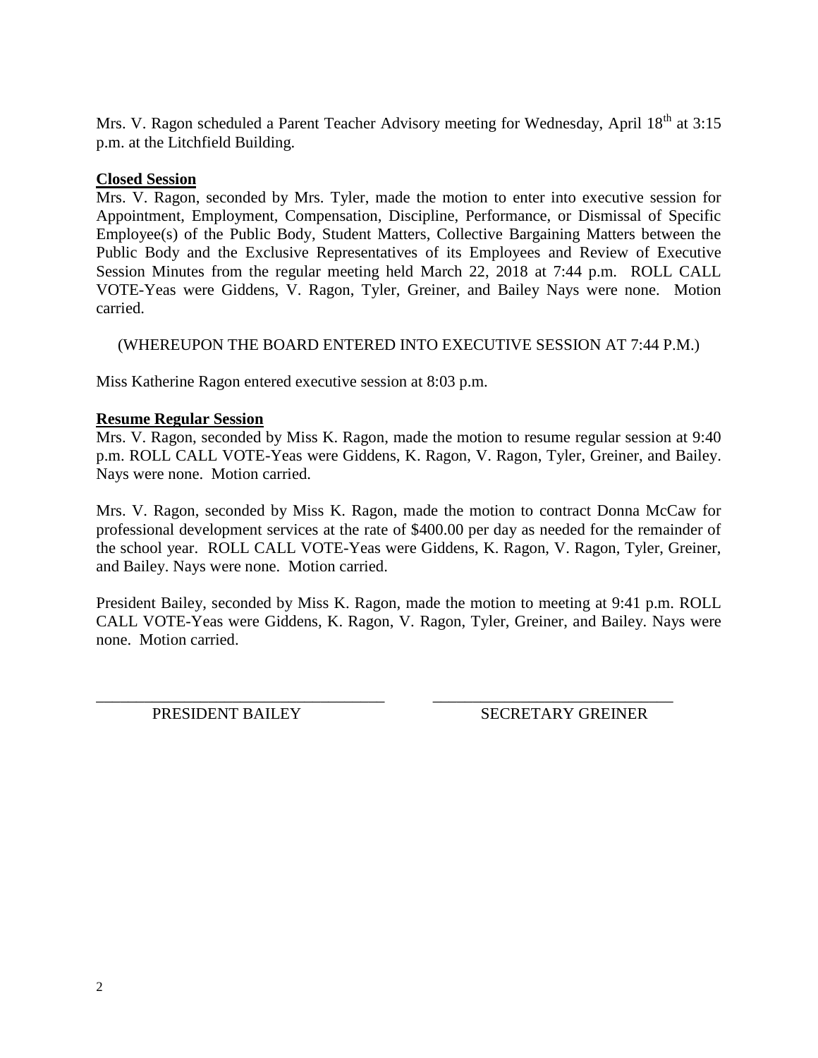Mrs. V. Ragon scheduled a Parent Teacher Advisory meeting for Wednesday, April 18th at 3:15 p.m. at the Litchfield Building.

**Closed Session**

Mrs. V. Ragon, seconded by Mrs. Tyler, made the motion to enter into executive session for Appointment, Employment, Compensation, Discipline, Performance, or Dismissal of Specific Employee(s) of the Public Body, Student Matters, Collective Bargaining Matters between the Public Body and the Exclusive Representatives of its Employees and Review of Executive Session Minutes from the regular meeting held March 22, 2018 at 7:44 p.m. ROLL CALL VOTE-Yeas were Giddens, V. Ragon, Tyler, Greiner, and Bailey Nays were none. Motion carried.

(WHEREUPON THE BOARD ENTERED INTO EXECUTIVE SESSION AT 7:44 P.M.)

Miss Katherine Ragon entered executive session at 8:03 p.m.

**Resume Regular Session**

Mrs. V. Ragon, seconded by Miss K. Ragon, made the motion to resume regular session at 9:40 p.m. ROLL CALL VOTE-Yeas were Giddens, K. Ragon, V. Ragon, Tyler, Greiner, and Bailey. Nays were none. Motion carried.

Mrs. V. Ragon, seconded by Miss K. Ragon, made the motion to contract Donna McCaw for professional development services at the rate of $400.00 per day as needed for the remainder of the school year. ROLL CALL VOTE-Yeas were Giddens, K. Ragon, V. Ragon, Tyler, Greiner, and Bailey. Nays were none. Motion carried.

President Bailey, seconded by Miss K. Ragon, made the motion to meeting at 9:41 p.m. ROLL CALL VOTE-Yeas were Giddens, K. Ragon, V. Ragon, Tyler, Greiner, and Bailey. Nays were none. Motion carried.

\_\_\_\_\_\_\_\_\_\_\_\_\_\_\_\_\_\_\_\_\_\_\_\_\_\_\_\_\_\_\_\_\_\_\_\_ \_\_\_\_\_\_\_\_\_\_\_\_\_\_\_\_\_\_\_\_\_\_\_\_\_\_\_\_\_\_\_

PRESIDENT BAILEY SECRETARY GREINER